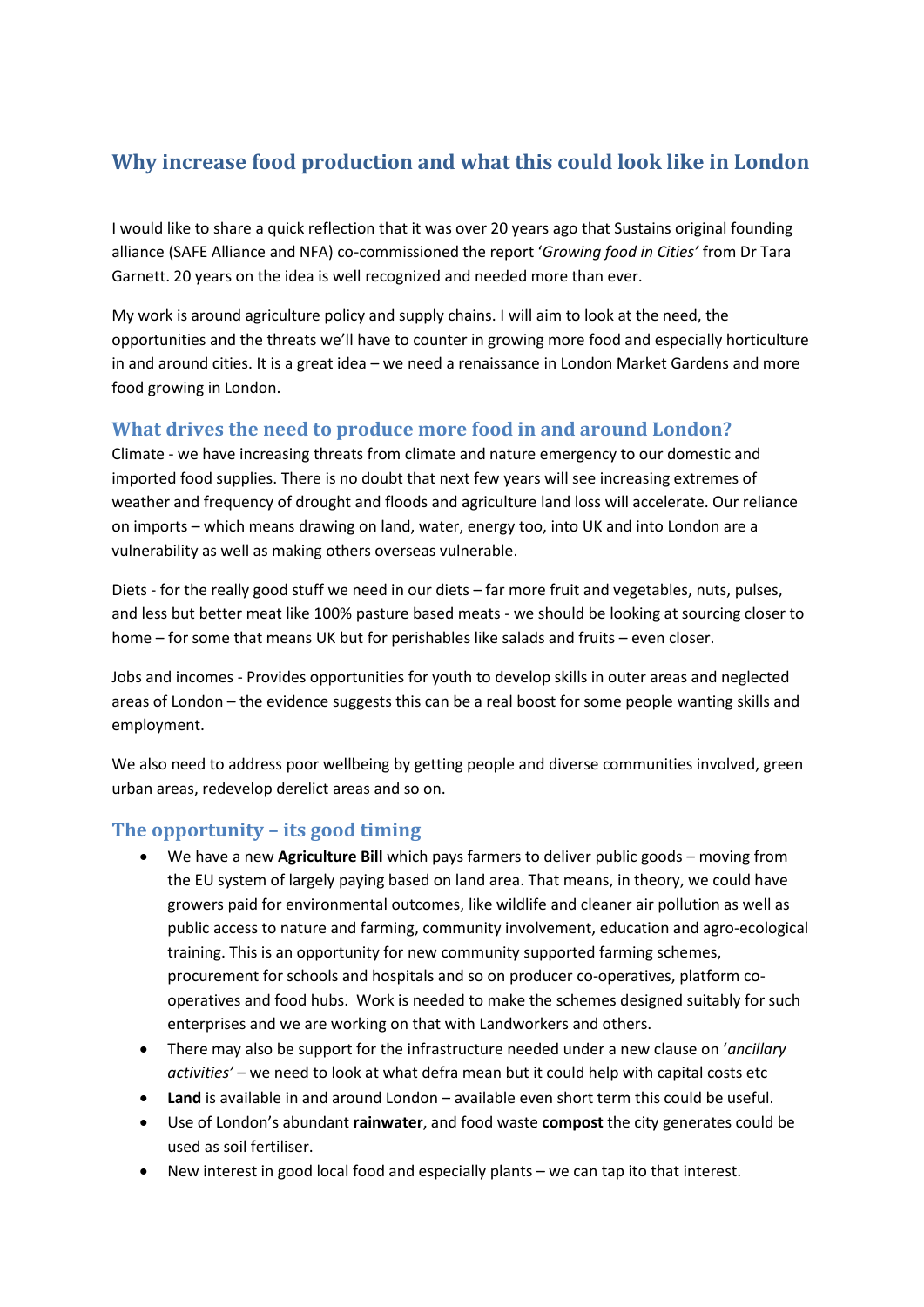# Why increase food production and what this could look like in London

I would like to share a quick reflection that it was over 20 years ago that Sustains original founding alliance (SAFE Alliance and NFA) co-commissioned the report '*Growing food in Cities'* from Dr Tara Garnett. 20 years on the idea is well recognized and needed more than ever.

My work is around agriculture policy and supply chains. I will aim to look at the need, the opportunities and the threats we'll have to counter in growing more food and especially horticulture in and around cities. It is a great idea – we need a renaissance in London Market Gardens and more food growing in London.

## What drives the need to produce more food in and around London?

Climate - we have increasing threats from climate and nature emergency to our domestic and imported food supplies. There is no doubt that next few years will see increasing extremes of weather and frequency of drought and floods and agriculture land loss will accelerate. Our reliance on imports – which means drawing on land, water, energy too, into UK and into London are a vulnerability as well as making others overseas vulnerable.

Diets - for the really good stuff we need in our diets – far more fruit and vegetables, nuts, pulses, and less but better meat like 100% pasture based meats - we should be looking at sourcing closer to home – for some that means UK but for perishables like salads and fruits – even closer.

Jobs and incomes - Provides opportunities for youth to develop skills in outer areas and neglected areas of London – the evidence suggests this can be a real boost for some people wanting skills and employment.

We also need to address poor wellbeing by getting people and diverse communities involved, green urban areas, redevelop derelict areas and so on.

## The opportunity – its good timing

- We have a new **Agriculture Bill** which pays farmers to deliver public goods – moving from the EU system of largely paying based on land area. That means, in theory, we could have growers paid for environmental outcomes, like wildlife and cleaner air pollution as well as public access to nature and farming, community involvement, education and agro-ecological training. This is an opportunity for new community supported farming schemes, procurement for schools and hospitals and so on producer co-operatives, platform co-operatives and food hubs. Work is needed to make the schemes designed suitably for such enterprises and we are working on that with Landworkers and others.
- There may also be support for the infrastructure needed under a new clause on '*ancillary activities'* – we need to look at what defra mean but it could help with capital costs etc
- **Land** is available in and around London – available even short term this could be useful.
- Use of London's abundant **rainwater**, and food waste **compost** the city generates could be used as soil fertiliser.
- New interest in good local food and especially plants – we can tap ito that interest.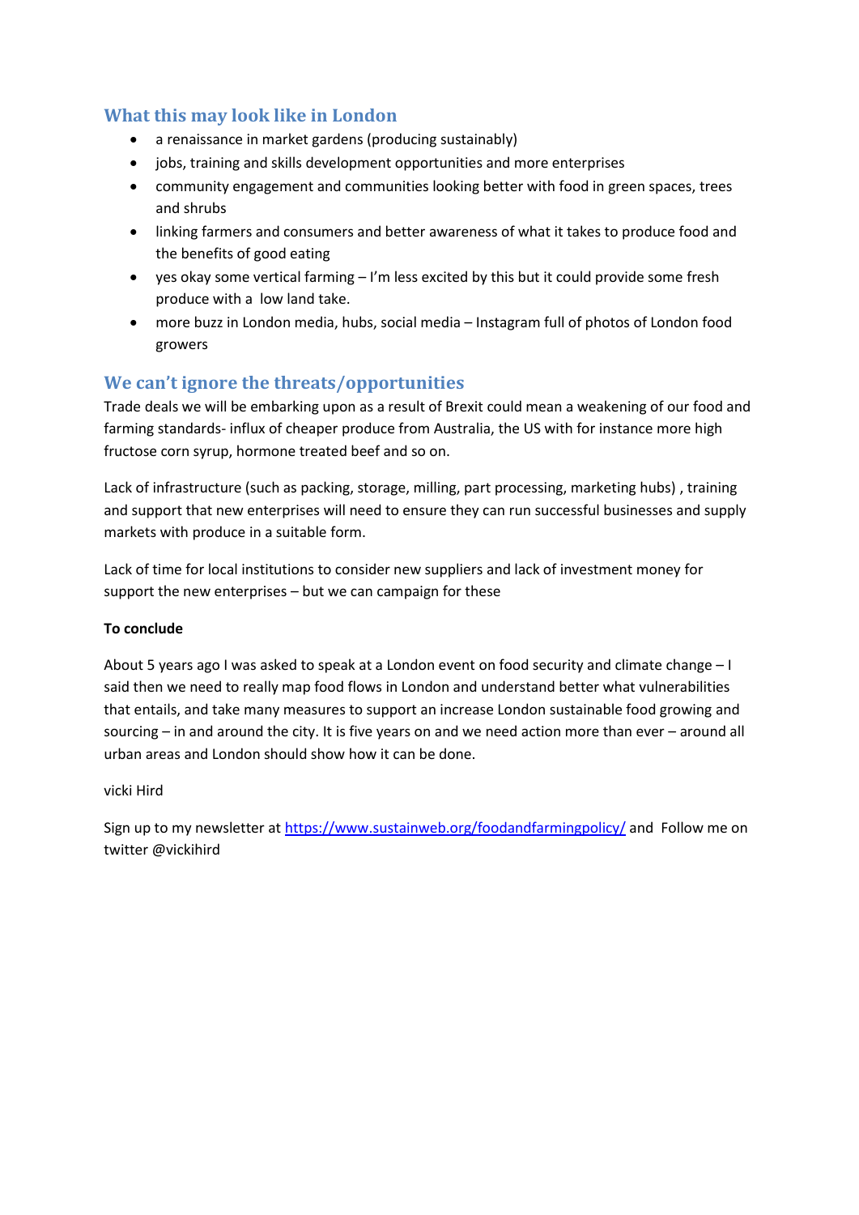## What this may look like in London

- a renaissance in market gardens (producing sustainably)
- jobs, training and skills development opportunities and more enterprises
- community engagement and communities looking better with food in green spaces, trees and shrubs
- linking farmers and consumers and better awareness of what it takes to produce food and the benefits of good eating
- yes okay some vertical farming – I'm less excited by this but it could provide some fresh produce with a low land take.
- more buzz in London media, hubs, social media – Instagram full of photos of London food growers

## We can't ignore the threats/opportunities

Trade deals we will be embarking upon as a result of Brexit could mean a weakening of our food and farming standards- influx of cheaper produce from Australia, the US with for instance more high fructose corn syrup, hormone treated beef and so on.

Lack of infrastructure (such as packing, storage, milling, part processing, marketing hubs) , training and support that new enterprises will need to ensure they can run successful businesses and supply markets with produce in a suitable form.

Lack of time for local institutions to consider new suppliers and lack of investment money for support the new enterprises – but we can campaign for these

**To conclude**

About 5 years ago I was asked to speak at a London event on food security and climate change – I said then we need to really map food flows in London and understand better what vulnerabilities that entails, and take many measures to support an increase London sustainable food growing and sourcing – in and around the city. It is five years on and we need action more than ever – around all urban areas and London should show how it can be done.

vicki Hird

Sign up to my newsletter at https://www.sustainweb.org/foodandfarmingpolicy/ and Follow me on twitter @vickihird